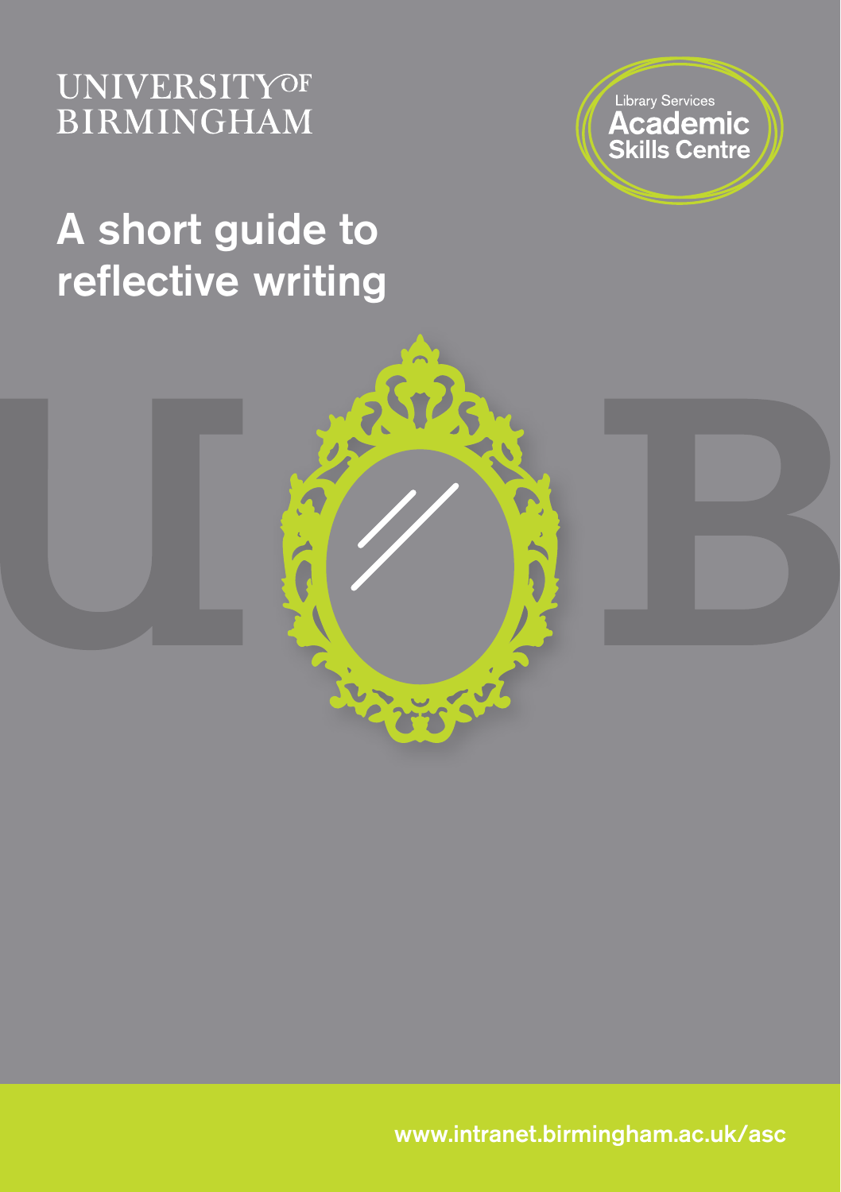UNIVERSITY OF BIRMINGHAM

Library Services
Academic Skills Centre

# A short guide to reflective writing

www.intranet.birmingham.ac.uk/asc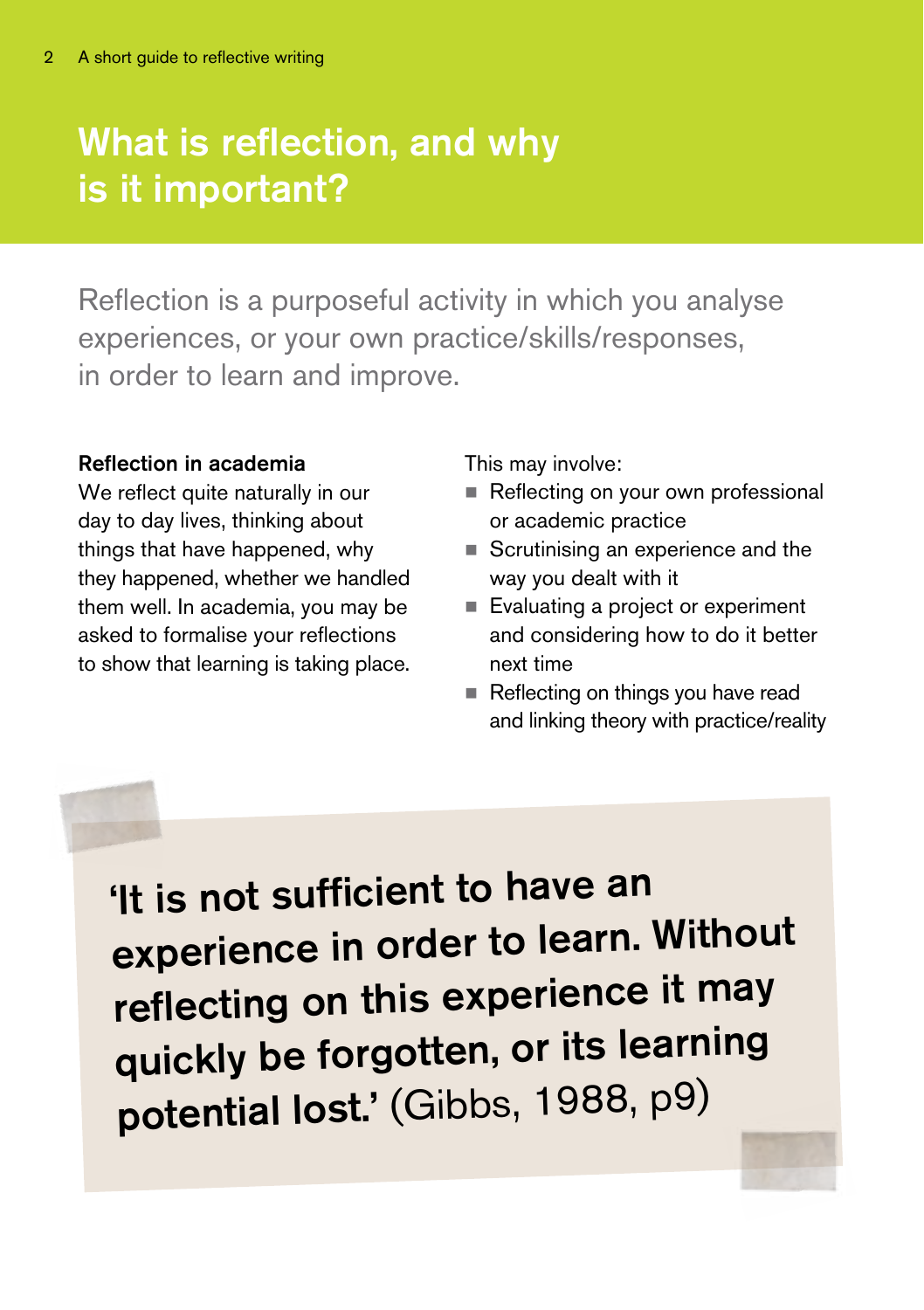# What is reflection, and why is it important?

Reflection is a purposeful activity in which you analyse experiences, or your own practice/skills/responses, in order to learn and improve.

**Reflection in academia**

We reflect quite naturally in our day to day lives, thinking about things that have happened, why they happened, whether we handled them well. In academia, you may be asked to formalise your reflections to show that learning is taking place.

This may involve:

- Reflecting on your own professional or academic practice
- Scrutinising an experience and the way you dealt with it
- Evaluating a project or experiment and considering how to do it better next time
- Reflecting on things you have read and linking theory with practice/reality

> **'It is not sufficient to have an experience in order to learn. Without reflecting on this experience it may quickly be forgotten, or its learning potential lost.'** (Gibbs, 1988, p9)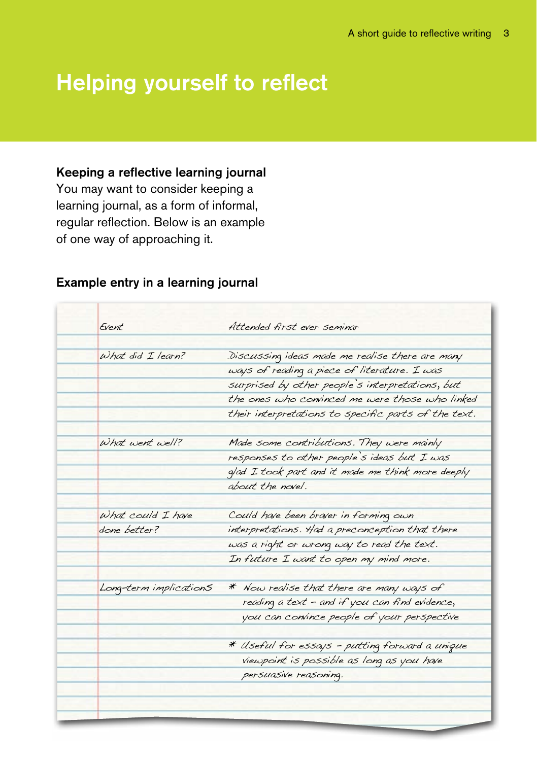# Helping yourself to reflect

### Keeping a reflective learning journal

You may want to consider keeping a learning journal, as a form of informal, regular reflection. Below is an example of one way of approaching it.

### Example entry in a learning journal

| | |
|---|---|
| Event | Attended first ever seminar |
| What did I learn? | Discussing ideas made me realise there are many ways of reading a piece of literature. I was surprised by other people's interpretations, but the ones who convinced me were those who linked their interpretations to specific parts of the text. |
| What went well? | Made some contributions. They were mainly responses to other people's ideas but I was glad I took part and it made me think more deeply about the novel. |
| What could I have done better? | Could have been braver in forming own interpretations. Had a preconception that there was a right or wrong way to read the text. In future I want to open my mind more. |
| Long-term implications | * Now realise that there are many ways of reading a text – and if you can find evidence, you can convince people of your perspective<br><br>* Useful for essays – putting forward a unique viewpoint is possible as long as you have persuasive reasoning. |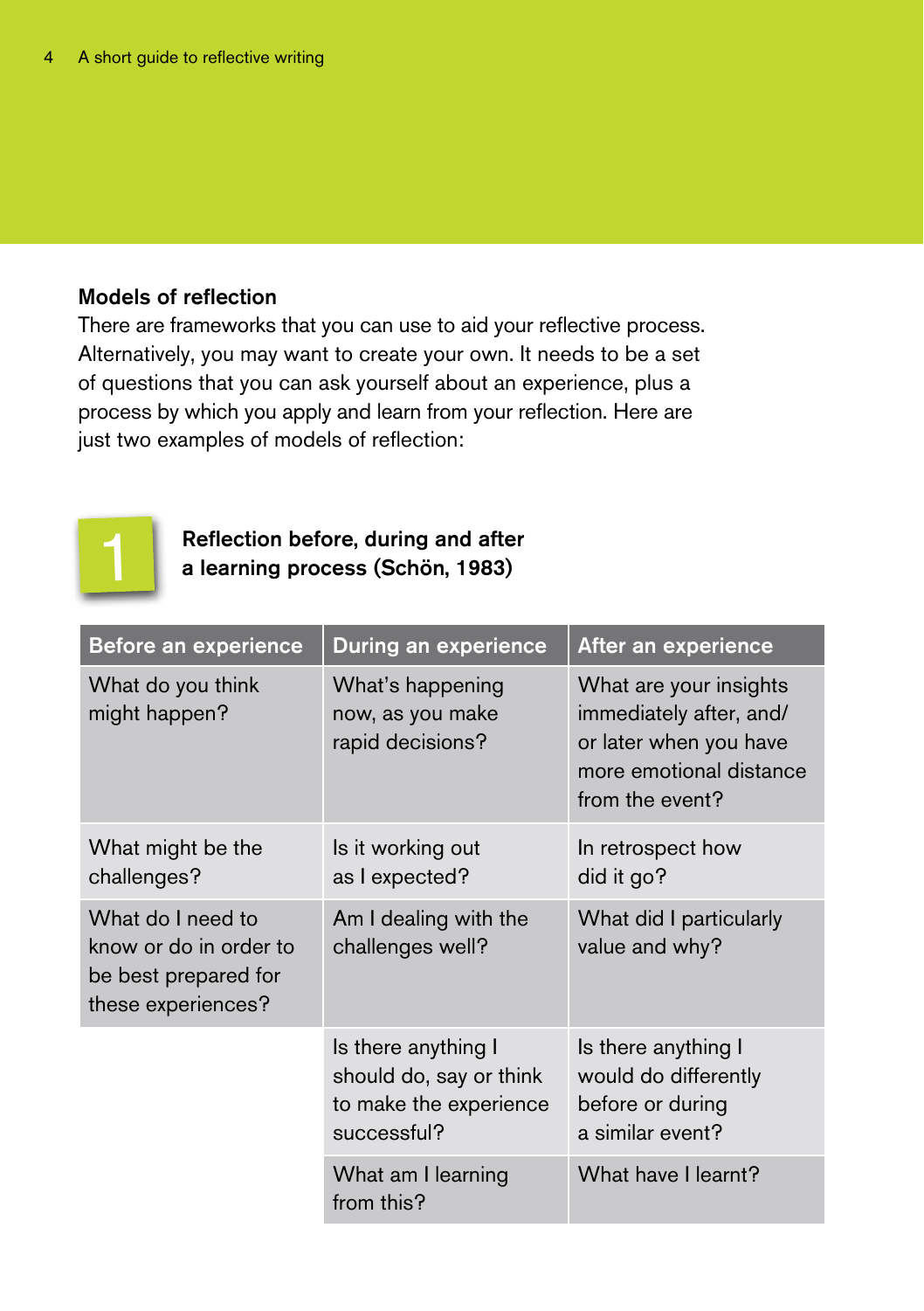## Models of reflection

There are frameworks that you can use to aid your reflective process. Alternatively, you may want to create your own. It needs to be a set of questions that you can ask yourself about an experience, plus a process by which you apply and learn from your reflection. Here are just two examples of models of reflection:

### 1 Reflection before, during and after a learning process (Schön, 1983)

| Before an experience | During an experience | After an experience |
|---|---|---|
| What do you think might happen? | What's happening now, as you make rapid decisions? | What are your insights immediately after, and/or later when you have more emotional distance from the event? |
| What might be the challenges? | Is it working out as I expected? | In retrospect how did it go? |
| What do I need to know or do in order to be best prepared for these experiences? | Am I dealing with the challenges well? | What did I particularly value and why? |
| | Is there anything I should do, say or think to make the experience successful? | Is there anything I would do differently before or during a similar event? |
| | What am I learning from this? | What have I learnt? |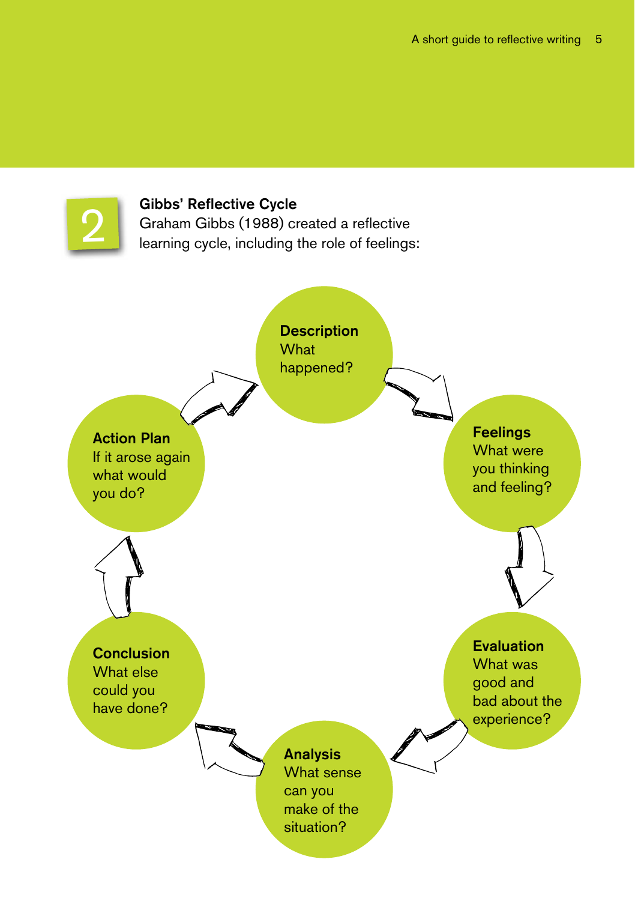2

**Gibbs' Reflective Cycle**
Graham Gibbs (1988) created a reflective learning cycle, including the role of feelings:

**Description**
What happened?

**Feelings**
What were you thinking and feeling?

**Evaluation**
What was good and bad about the experience?

**Analysis**
What sense can you make of the situation?

**Conclusion**
What else could you have done?

**Action Plan**
If it arose again what would you do?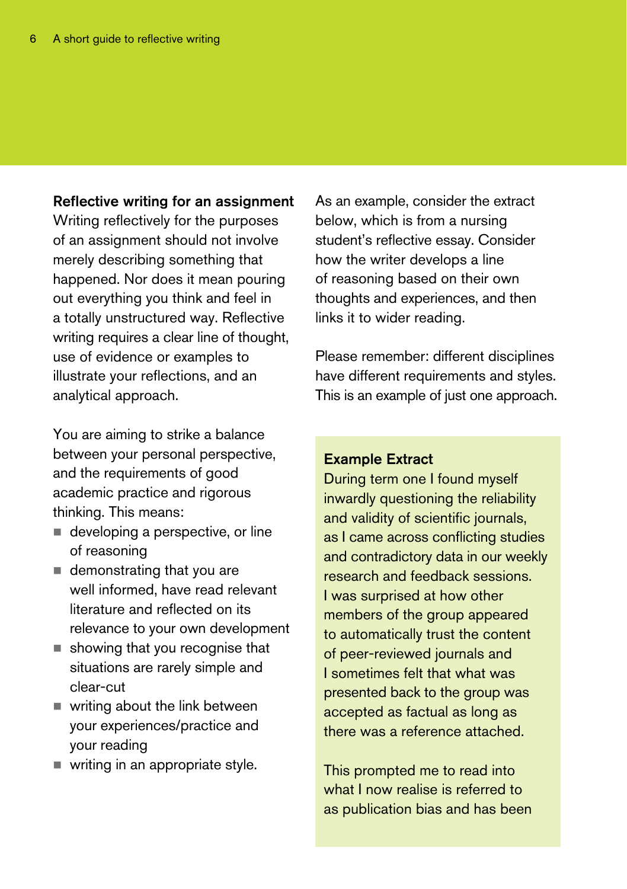**Reflective writing for an assignment**

Writing reflectively for the purposes of an assignment should not involve merely describing something that happened. Nor does it mean pouring out everything you think and feel in a totally unstructured way. Reflective writing requires a clear line of thought, use of evidence or examples to illustrate your reflections, and an analytical approach.

You are aiming to strike a balance between your personal perspective, and the requirements of good academic practice and rigorous thinking. This means:

- developing a perspective, or line of reasoning
- demonstrating that you are well informed, have read relevant literature and reflected on its relevance to your own development
- showing that you recognise that situations are rarely simple and clear-cut
- writing about the link between your experiences/practice and your reading
- writing in an appropriate style.

As an example, consider the extract below, which is from a nursing student's reflective essay. Consider how the writer develops a line of reasoning based on their own thoughts and experiences, and then links it to wider reading.

Please remember: different disciplines have different requirements and styles. This is an example of just one approach.

**Example Extract**

During term one I found myself inwardly questioning the reliability and validity of scientific journals, as I came across conflicting studies and contradictory data in our weekly research and feedback sessions. I was surprised at how other members of the group appeared to automatically trust the content of peer-reviewed journals and I sometimes felt that what was presented back to the group was accepted as factual as long as there was a reference attached.

This prompted me to read into what I now realise is referred to as publication bias and has been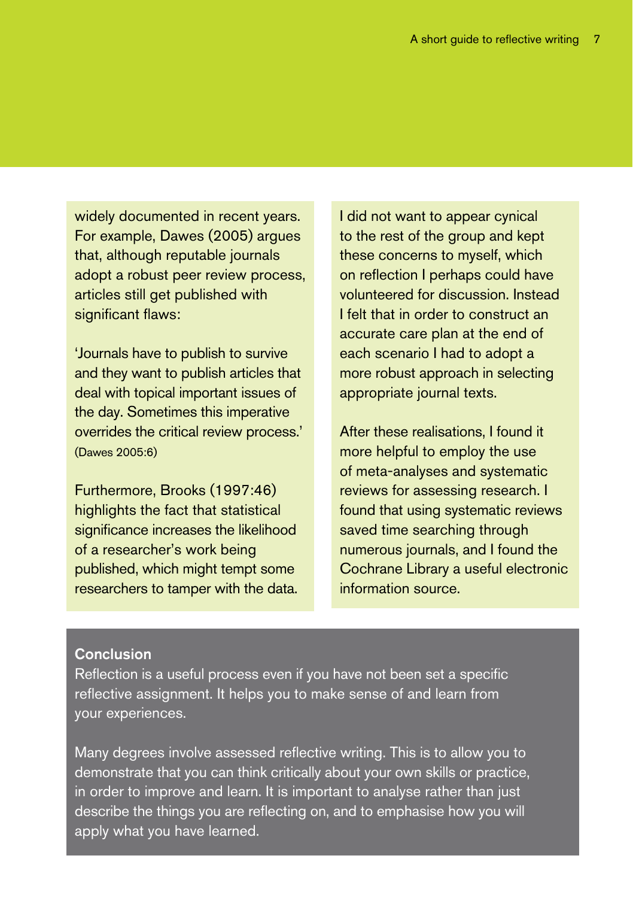widely documented in recent years. For example, Dawes (2005) argues that, although reputable journals adopt a robust peer review process, articles still get published with significant flaws:

'Journals have to publish to survive and they want to publish articles that deal with topical important issues of the day. Sometimes this imperative overrides the critical review process.' (Dawes 2005:6)

Furthermore, Brooks (1997:46) highlights the fact that statistical significance increases the likelihood of a researcher's work being published, which might tempt some researchers to tamper with the data.

I did not want to appear cynical to the rest of the group and kept these concerns to myself, which on reflection I perhaps could have volunteered for discussion. Instead I felt that in order to construct an accurate care plan at the end of each scenario I had to adopt a more robust approach in selecting appropriate journal texts.

After these realisations, I found it more helpful to employ the use of meta-analyses and systematic reviews for assessing research. I found that using systematic reviews saved time searching through numerous journals, and I found the Cochrane Library a useful electronic information source.

**Conclusion**

Reflection is a useful process even if you have not been set a specific reflective assignment. It helps you to make sense of and learn from your experiences.

Many degrees involve assessed reflective writing. This is to allow you to demonstrate that you can think critically about your own skills or practice, in order to improve and learn. It is important to analyse rather than just describe the things you are reflecting on, and to emphasise how you will apply what you have learned.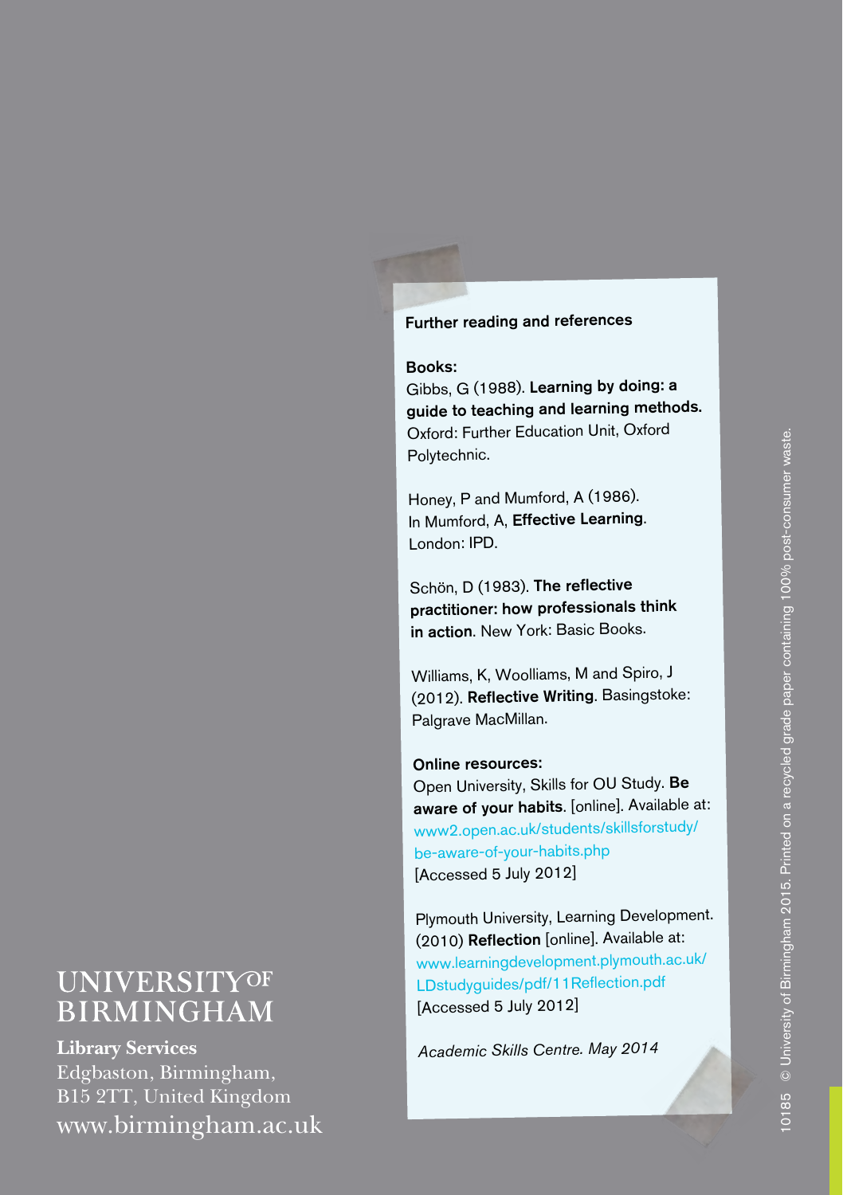## Further reading and references

### Books:

Gibbs, G (1988). **Learning by doing: a guide to teaching and learning methods.** Oxford: Further Education Unit, Oxford Polytechnic.

Honey, P and Mumford, A (1986). In Mumford, A, **Effective Learning**. London: IPD.

Schön, D (1983). **The reflective practitioner: how professionals think in action**. New York: Basic Books.

Williams, K, Woolliams, M and Spiro, J (2012). **Reflective Writing**. Basingstoke: Palgrave MacMillan.

### Online resources:

Open University, Skills for OU Study. **Be aware of your habits**. [online]. Available at: www2.open.ac.uk/students/skillsforstudy/be-aware-of-your-habits.php [Accessed 5 July 2012]

Plymouth University, Learning Development. (2010) **Reflection** [online]. Available at: www.learningdevelopment.plymouth.ac.uk/LDstudyguides/pdf/11Reflection.pdf [Accessed 5 July 2012]

*Academic Skills Centre. May 2014*

UNIVERSITY OF BIRMINGHAM

**Library Services**
Edgbaston, Birmingham,
B15 2TT, United Kingdom
www.birmingham.ac.uk

10185 © University of Birmingham 2015. Printed on a recycled grade paper containing 100% post-consumer waste.